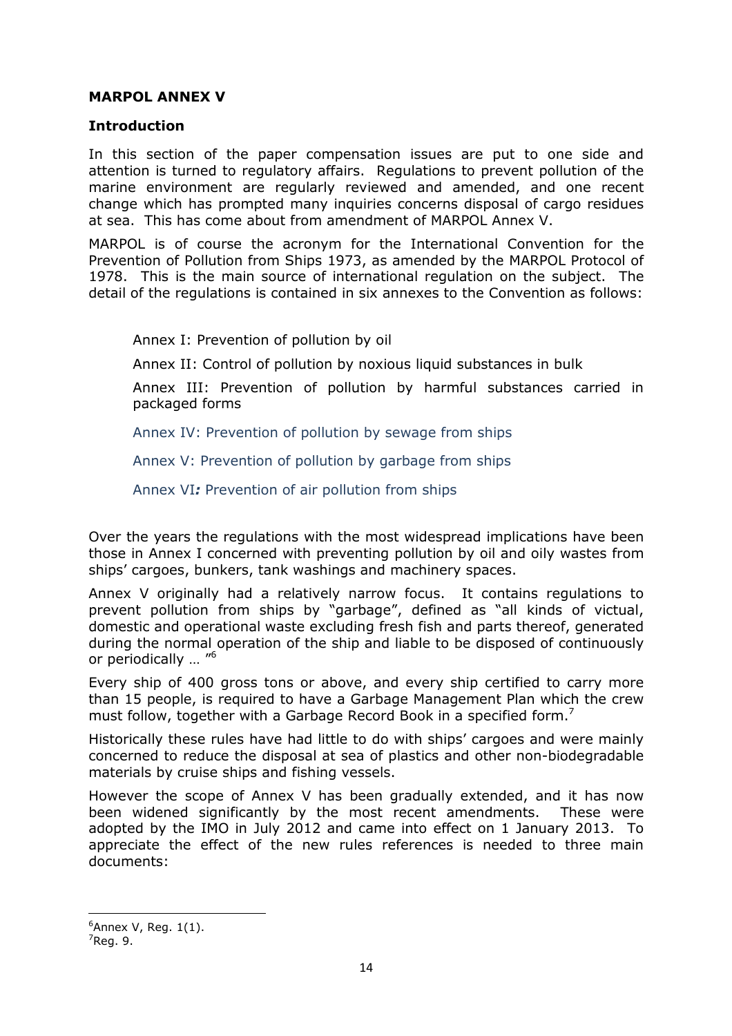## MARPOL ANNEX V

### Introduction

In this section of the paper compensation issues are put to one side and attention is turned to regulatory affairs. Regulations to prevent pollution of the marine environment are regularly reviewed and amended, and one recent change which has prompted many inquiries concerns disposal of cargo residues at sea. This has come about from amendment of MARPOL Annex V.

MARPOL is of course the acronym for the International Convention for the Prevention of Pollution from Ships 1973, as amended by the MARPOL Protocol of 1978. This is the main source of international regulation on the subject. The detail of the regulations is contained in six annexes to the Convention as follows:

Annex I: Prevention of pollution by oil

Annex II: Control of pollution by noxious liquid substances in bulk

Annex III: Prevention of pollution by harmful substances carried in packaged forms

Annex IV: Prevention of pollution by sewage from ships

Annex V: Prevention of pollution by garbage from ships

Annex VI*:* Prevention of air pollution from ships

Over the years the regulations with the most widespread implications have been those in Annex I concerned with preventing pollution by oil and oily wastes from ships' cargoes, bunkers, tank washings and machinery spaces.

Annex V originally had a relatively narrow focus. It contains regulations to prevent pollution from ships by "garbage", defined as "all kinds of victual, domestic and operational waste excluding fresh fish and parts thereof, generated during the normal operation of the ship and liable to be disposed of continuously or periodically … "[6]

Every ship of 400 gross tons or above, and every ship certified to carry more than 15 people, is required to have a Garbage Management Plan which the crew must follow, together with a Garbage Record Book in a specified form.[7]

Historically these rules have had little to do with ships' cargoes and were mainly concerned to reduce the disposal at sea of plastics and other non-biodegradable materials by cruise ships and fishing vessels.

However the scope of Annex V has been gradually extended, and it has now been widened significantly by the most recent amendments. These were adopted by the IMO in July 2012 and came into effect on 1 January 2013. To appreciate the effect of the new rules references is needed to three main documents:

---

[6] Annex V, Reg. 1(1).

[7] Reg. 9.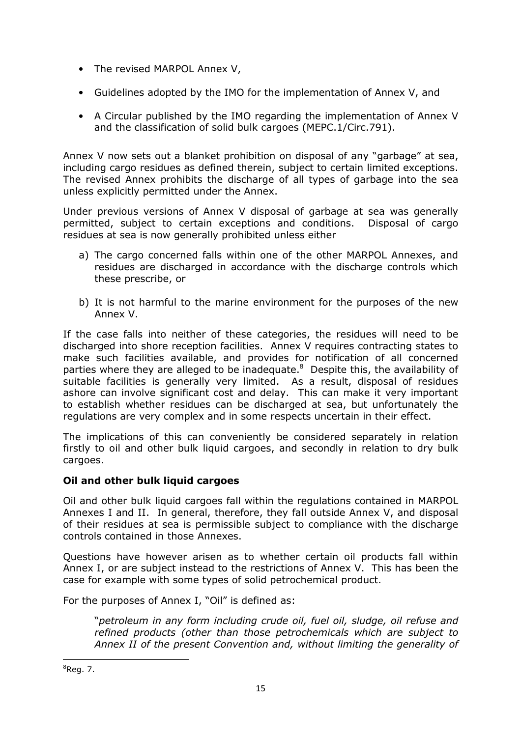- The revised MARPOL Annex V,
- Guidelines adopted by the IMO for the implementation of Annex V, and
- A Circular published by the IMO regarding the implementation of Annex V and the classification of solid bulk cargoes (MEPC.1/Circ.791).

Annex V now sets out a blanket prohibition on disposal of any "garbage" at sea, including cargo residues as defined therein, subject to certain limited exceptions. The revised Annex prohibits the discharge of all types of garbage into the sea unless explicitly permitted under the Annex.

Under previous versions of Annex V disposal of garbage at sea was generally permitted, subject to certain exceptions and conditions. Disposal of cargo residues at sea is now generally prohibited unless either

a) The cargo concerned falls within one of the other MARPOL Annexes, and residues are discharged in accordance with the discharge controls which these prescribe, or
b) It is not harmful to the marine environment for the purposes of the new Annex V.

If the case falls into neither of these categories, the residues will need to be discharged into shore reception facilities. Annex V requires contracting states to make such facilities available, and provides for notification of all concerned parties where they are alleged to be inadequate.[8] Despite this, the availability of suitable facilities is generally very limited. As a result, disposal of residues ashore can involve significant cost and delay. This can make it very important to establish whether residues can be discharged at sea, but unfortunately the regulations are very complex and in some respects uncertain in their effect.

The implications of this can conveniently be considered separately in relation firstly to oil and other bulk liquid cargoes, and secondly in relation to dry bulk cargoes.

**Oil and other bulk liquid cargoes**

Oil and other bulk liquid cargoes fall within the regulations contained in MARPOL Annexes I and II. In general, therefore, they fall outside Annex V, and disposal of their residues at sea is permissible subject to compliance with the discharge controls contained in those Annexes.

Questions have however arisen as to whether certain oil products fall within Annex I, or are subject instead to the restrictions of Annex V. This has been the case for example with some types of solid petrochemical product.

For the purposes of Annex I, "Oil" is defined as:

> "*petroleum in any form including crude oil, fuel oil, sludge, oil refuse and refined products (other than those petrochemicals which are subject to Annex II of the present Convention and, without limiting the generality of*

[8] Reg. 7.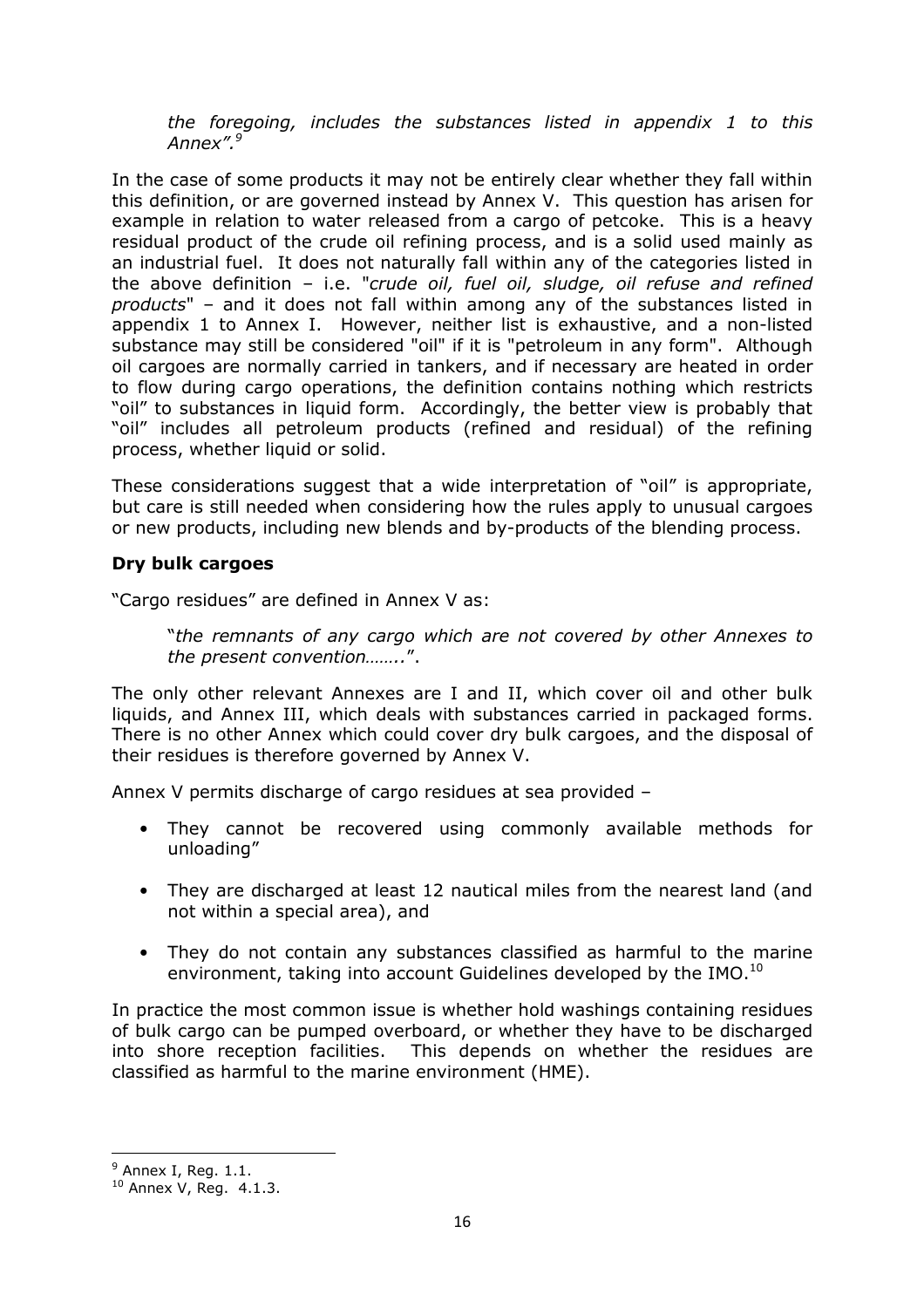*the foregoing, includes the substances listed in appendix 1 to this Annex".*[9]

In the case of some products it may not be entirely clear whether they fall within this definition, or are governed instead by Annex V. This question has arisen for example in relation to water released from a cargo of petcoke. This is a heavy residual product of the crude oil refining process, and is a solid used mainly as an industrial fuel. It does not naturally fall within any of the categories listed in the above definition – i.e. "*crude oil, fuel oil, sludge, oil refuse and refined products*" – and it does not fall within among any of the substances listed in appendix 1 to Annex I. However, neither list is exhaustive, and a non-listed substance may still be considered "oil" if it is "petroleum in any form". Although oil cargoes are normally carried in tankers, and if necessary are heated in order to flow during cargo operations, the definition contains nothing which restricts "oil" to substances in liquid form. Accordingly, the better view is probably that "oil" includes all petroleum products (refined and residual) of the refining process, whether liquid or solid.

These considerations suggest that a wide interpretation of "oil" is appropriate, but care is still needed when considering how the rules apply to unusual cargoes or new products, including new blends and by-products of the blending process.

**Dry bulk cargoes**

"Cargo residues" are defined in Annex V as:

> "*the remnants of any cargo which are not covered by other Annexes to the present convention……..*".

The only other relevant Annexes are I and II, which cover oil and other bulk liquids, and Annex III, which deals with substances carried in packaged forms. There is no other Annex which could cover dry bulk cargoes, and the disposal of their residues is therefore governed by Annex V.

Annex V permits discharge of cargo residues at sea provided –

- They cannot be recovered using commonly available methods for unloading"
- They are discharged at least 12 nautical miles from the nearest land (and not within a special area), and
- They do not contain any substances classified as harmful to the marine environment, taking into account Guidelines developed by the IMO.[10]

In practice the most common issue is whether hold washings containing residues of bulk cargo can be pumped overboard, or whether they have to be discharged into shore reception facilities. This depends on whether the residues are classified as harmful to the marine environment (HME).

---

[9] Annex I, Reg. 1.1.

[10] Annex V, Reg. 4.1.3.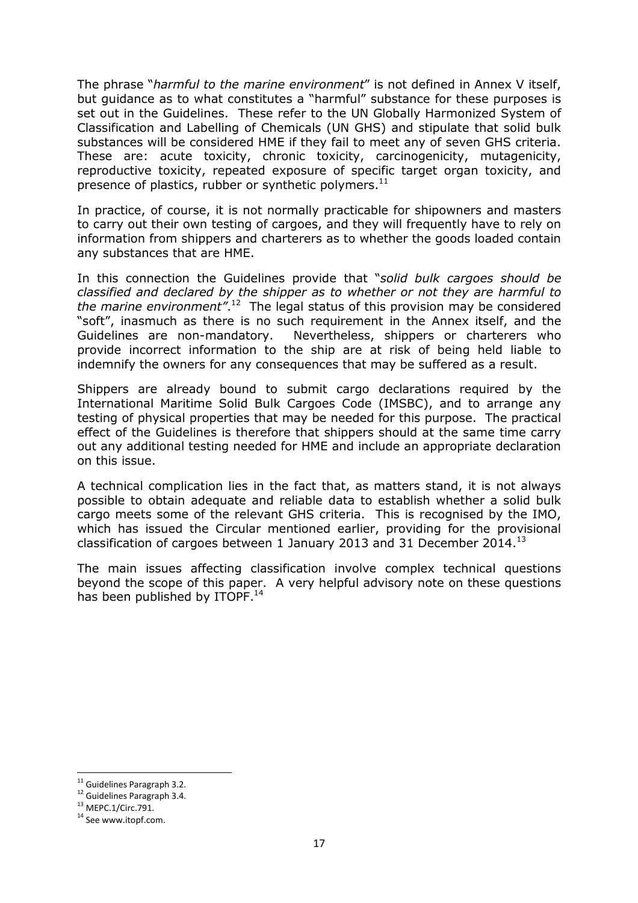The phrase "*harmful to the marine environment*" is not defined in Annex V itself, but guidance as to what constitutes a "harmful" substance for these purposes is set out in the Guidelines. These refer to the UN Globally Harmonized System of Classification and Labelling of Chemicals (UN GHS) and stipulate that solid bulk substances will be considered HME if they fail to meet any of seven GHS criteria. These are: acute toxicity, chronic toxicity, carcinogenicity, mutagenicity, reproductive toxicity, repeated exposure of specific target organ toxicity, and presence of plastics, rubber or synthetic polymers.[11]

In practice, of course, it is not normally practicable for shipowners and masters to carry out their own testing of cargoes, and they will frequently have to rely on information from shippers and charterers as to whether the goods loaded contain any substances that are HME.

In this connection the Guidelines provide that "*solid bulk cargoes should be classified and declared by the shipper as to whether or not they are harmful to the marine environment"*.[12] The legal status of this provision may be considered "soft", inasmuch as there is no such requirement in the Annex itself, and the Guidelines are non-mandatory. Nevertheless, shippers or charterers who provide incorrect information to the ship are at risk of being held liable to indemnify the owners for any consequences that may be suffered as a result.

Shippers are already bound to submit cargo declarations required by the International Maritime Solid Bulk Cargoes Code (IMSBC), and to arrange any testing of physical properties that may be needed for this purpose. The practical effect of the Guidelines is therefore that shippers should at the same time carry out any additional testing needed for HME and include an appropriate declaration on this issue.

A technical complication lies in the fact that, as matters stand, it is not always possible to obtain adequate and reliable data to establish whether a solid bulk cargo meets some of the relevant GHS criteria. This is recognised by the IMO, which has issued the Circular mentioned earlier, providing for the provisional classification of cargoes between 1 January 2013 and 31 December 2014.[13]

The main issues affecting classification involve complex technical questions beyond the scope of this paper. A very helpful advisory note on these questions has been published by ITOPF.[14]

---

[11] Guidelines Paragraph 3.2.

[12] Guidelines Paragraph 3.4.

[13] MEPC.1/Circ.791.

[14] See www.itopf.com.